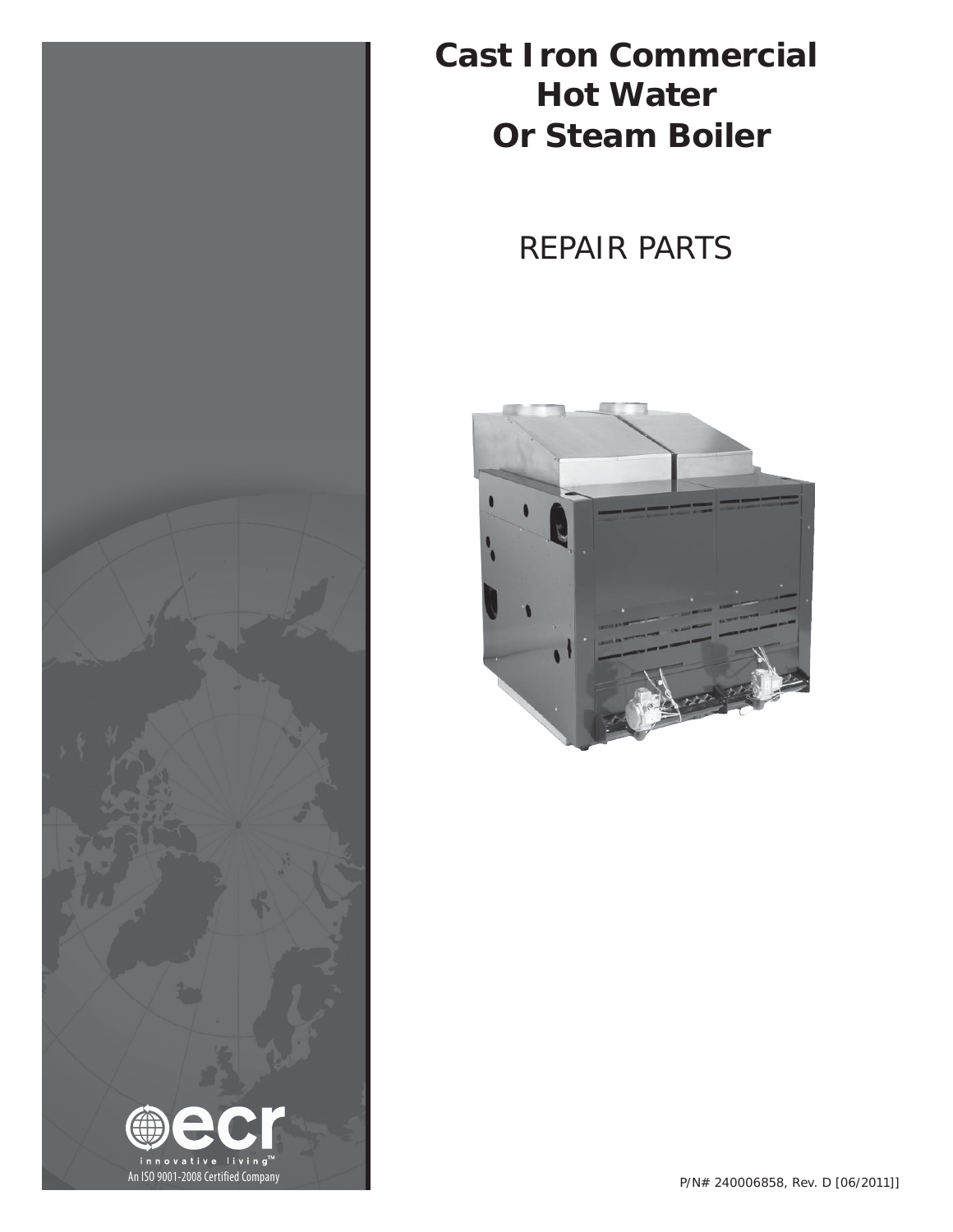# Cast Iron Commercial Hot Water Or Steam Boiler

## REPAIR PARTS

ecr

innovative living™

An ISO 9001-2008 Certified Company

P/N# 240006858, Rev. D [06/2011]]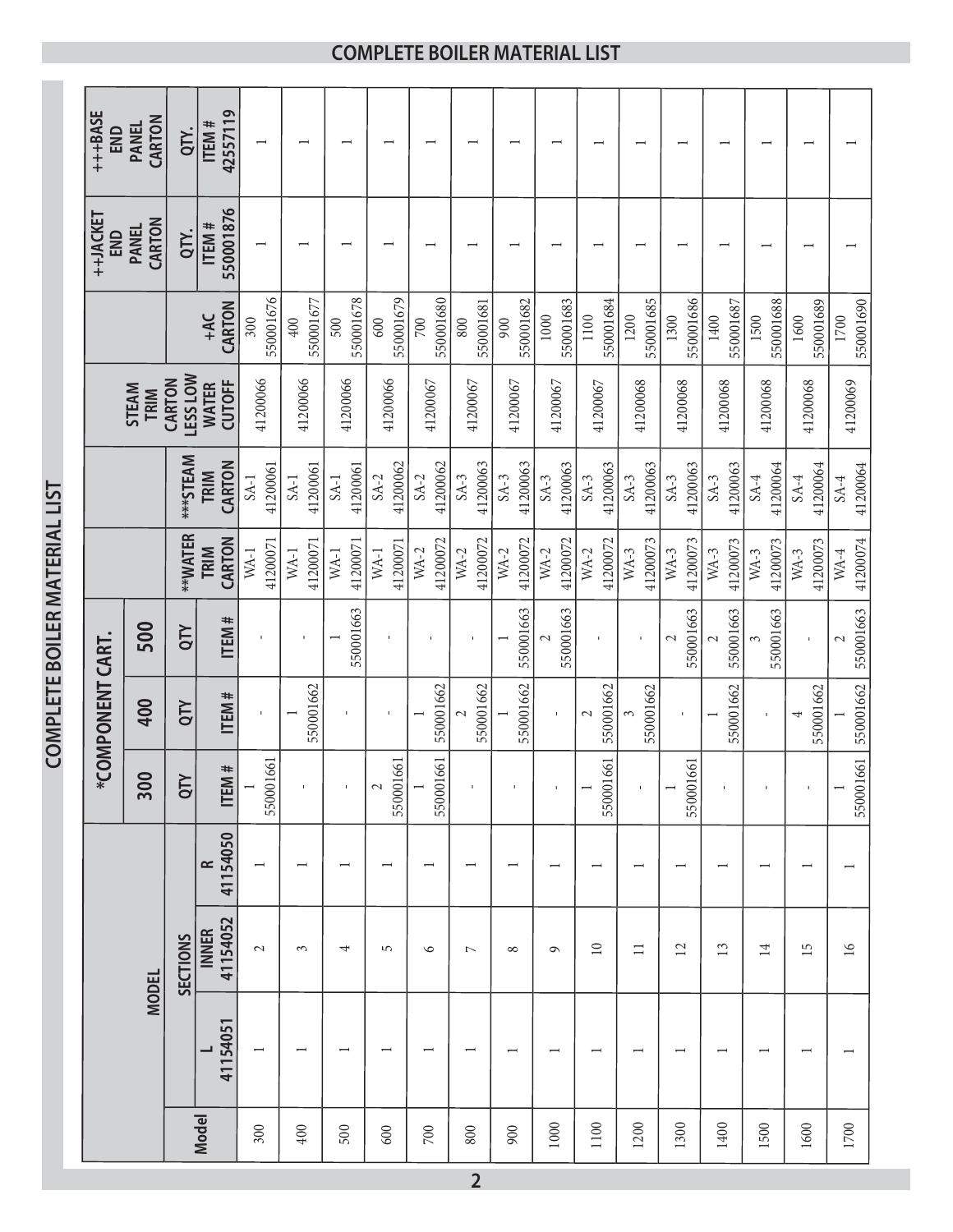# COMPLETE BOILER MATERIAL LIST

| MODEL | | | | *COMPONENT CART. | | | | | | | | | ++JACKET END PANEL CARTON | +++BASE END PANEL CARTON |
|---|---|---|---|---|---|---|---|---|---|---|---|---|---|---|
| | SECTIONS | | | 300 | 400 | 500 | | | | | | | | |
| Model | L 41154051 | INNER 41154052 | R 41154050 | QTY ITEM # | QTY ITEM # | QTY ITEM # | **WATER TRIM CARTON | ***STEAM TRIM CARTON | STEAM TRIM CARTON LESS LOW WATER CUTOFF | +AC CARTON | QTY. ITEM # 550001876 | QTY. ITEM # 42557119 |
| 300 | 1 | 2 | 1 | 1 550001661 | - | - | WA-1 41200071 | SA-1 41200061 | 41200066 | 300 550001676 | 1 | 1 |
| 400 | 1 | 3 | 1 | - | 1 550001662 | - | WA-1 41200071 | SA-1 41200061 | 41200066 | 400 550001677 | 1 | 1 |
| 500 | 1 | 4 | 1 | - | - | 1 550001663 | WA-1 41200071 | SA-1 41200061 | 41200066 | 500 550001678 | 1 | 1 |
| 600 | 1 | 5 | 1 | 2 550001661 | - | - | WA-1 41200071 | SA-2 41200062 | 41200066 | 600 550001679 | 1 | 1 |
| 700 | 1 | 6 | 1 | 1 550001661 | 1 550001662 | - | WA-2 41200072 | SA-2 41200062 | 41200067 | 700 550001680 | 1 | 1 |
| 800 | 1 | 7 | 1 | - | 2 550001662 | - | WA-2 41200072 | SA-3 41200063 | 41200067 | 800 550001681 | 1 | 1 |
| 900 | 1 | 8 | 1 | - | 1 550001662 | 1 550001663 | WA-2 41200072 | SA-3 41200063 | 41200067 | 900 550001682 | 1 | 1 |
| 1000 | 1 | 9 | 1 | - | - | 2 550001663 | WA-2 41200072 | SA-3 41200063 | 41200067 | 1000 550001683 | 1 | 1 |
| 1100 | 1 | 10 | 1 | 1 550001661 | 2 550001662 | - | WA-2 41200072 | SA-3 41200063 | 41200067 | 1100 550001684 | 1 | 1 |
| 1200 | 1 | 11 | 1 | - | 3 550001662 | - | WA-3 41200073 | SA-3 41200063 | 41200068 | 1200 550001685 | 1 | 1 |
| 1300 | 1 | 12 | 1 | 1 550001661 | - | 2 550001663 | WA-3 41200073 | SA-3 41200063 | 41200068 | 1300 550001686 | 1 | 1 |
| 1400 | 1 | 13 | 1 | - | 1 550001662 | 2 550001663 | WA-3 41200073 | SA-3 41200063 | 41200068 | 1400 550001687 | 1 | 1 |
| 1500 | 1 | 14 | 1 | - | - | 3 550001663 | WA-3 41200073 | SA-4 41200064 | 41200068 | 1500 550001688 | 1 | 1 |
| 1600 | 1 | 15 | 1 | - | 4 550001662 | - | WA-3 41200073 | SA-4 41200064 | 41200068 | 1600 550001689 | 1 | 1 |
| 1700 | 1 | 16 | 1 | 1 550001661 | 1 550001662 | 2 550001663 | WA-4 41200074 | SA-4 41200064 | 41200069 | 1700 550001690 | 1 | 1 |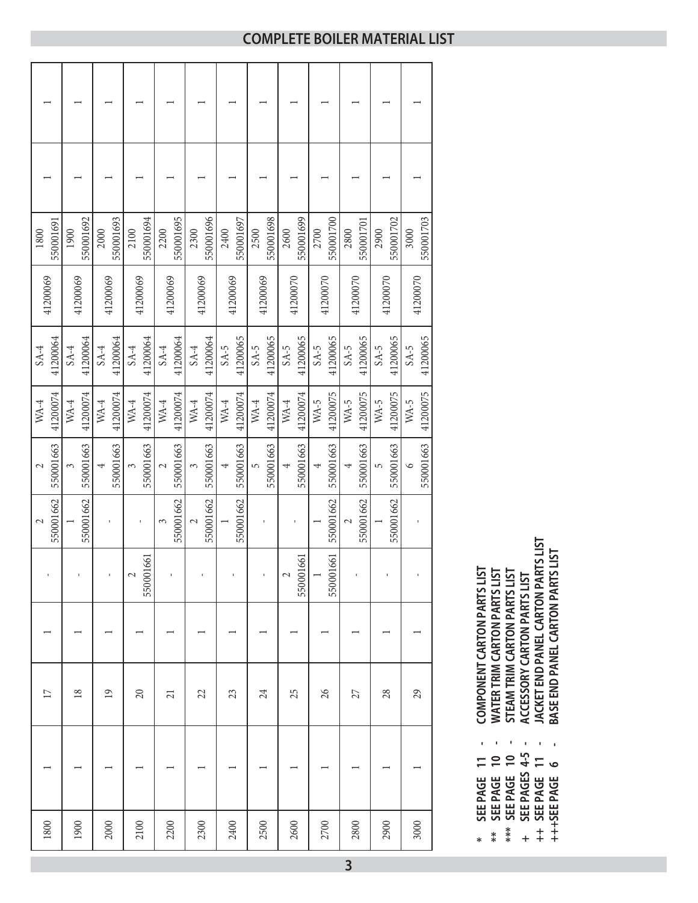# COMPLETE BOILER MATERIAL LIST

| | | | | | | | | | | | |
|---|---|---|---|---|---|---|---|---|---|---|---|
| 1800 | 1 | 17 | 1 | - | 2 550001662 | 2 550001663 | WA-4 41200074 | SA-4 41200064 | 41200069 | 1800 550001691 | 1 | 1 |
| 1900 | 1 | 18 | 1 | - | 1 550001662 | 3 550001663 | WA-4 41200074 | SA-4 41200064 | 41200069 | 1900 550001692 | 1 | 1 |
| 2000 | 1 | 19 | 1 | - | - | 4 550001663 | WA-4 41200074 | SA-4 41200064 | 41200069 | 2000 550001693 | 1 | 1 |
| 2100 | 1 | 20 | 1 | 2 550001661 | - | 3 550001663 | WA-4 41200074 | SA-4 41200064 | 41200069 | 2100 550001694 | 1 | 1 |
| 2200 | 1 | 21 | 1 | - | 3 550001662 | 2 550001663 | WA-4 41200074 | SA-4 41200064 | 41200069 | 2200 550001695 | 1 | 1 |
| 2300 | 1 | 22 | 1 | - | 2 550001662 | 3 550001663 | WA-4 41200074 | SA-4 41200064 | 41200069 | 2300 550001696 | 1 | 1 |
| 2400 | 1 | 23 | 1 | - | 1 550001662 | 4 550001663 | WA-4 41200074 | SA-5 41200065 | 41200069 | 2400 550001697 | 1 | 1 |
| 2500 | 1 | 24 | 1 | - | - | 5 550001663 | WA-4 41200074 | SA-5 41200065 | 41200069 | 2500 550001698 | 1 | 1 |
| 2600 | 1 | 25 | 1 | 2 550001661 | - | 4 550001663 | WA-4 41200074 | SA-5 41200065 | 41200070 | 2600 550001699 | 1 | 1 |
| 2700 | 1 | 26 | 1 | 1 550001661 | 1 550001662 | 4 550001663 | WA-5 41200075 | SA-5 41200065 | 41200070 | 2700 550001700 | 1 | 1 |
| 2800 | 1 | 27 | 1 | - | 2 550001662 | 4 550001663 | WA-5 41200075 | SA-5 41200065 | 41200070 | 2800 550001701 | 1 | 1 |
| 2900 | 1 | 28 | 1 | - | 1 550001662 | 5 550001663 | WA-5 41200075 | SA-5 41200065 | 41200070 | 2900 550001702 | 1 | 1 |
| 3000 | 1 | 29 | 1 | - | - | 6 550001663 | WA-5 41200075 | SA-5 41200065 | 41200070 | 3000 550001703 | 1 | 1 |

- \* SEE PAGE 11 - COMPONENT CARTON PARTS LIST
- \*\* SEE PAGE 10 - WATER TRIM CARTON PARTS LIST
- \*\*\* SEE PAGE 10 - STEAM TRIM CARTON PARTS LIST
- \+ SEE PAGES 4-5 - ACCESSORY CARTON PARTS LIST
- ++ SEE PAGE 11 - JACKET END PANEL CARTON PARTS LIST
- +++SEE PAGE 6 - BASE END PANEL CARTON PARTS LIST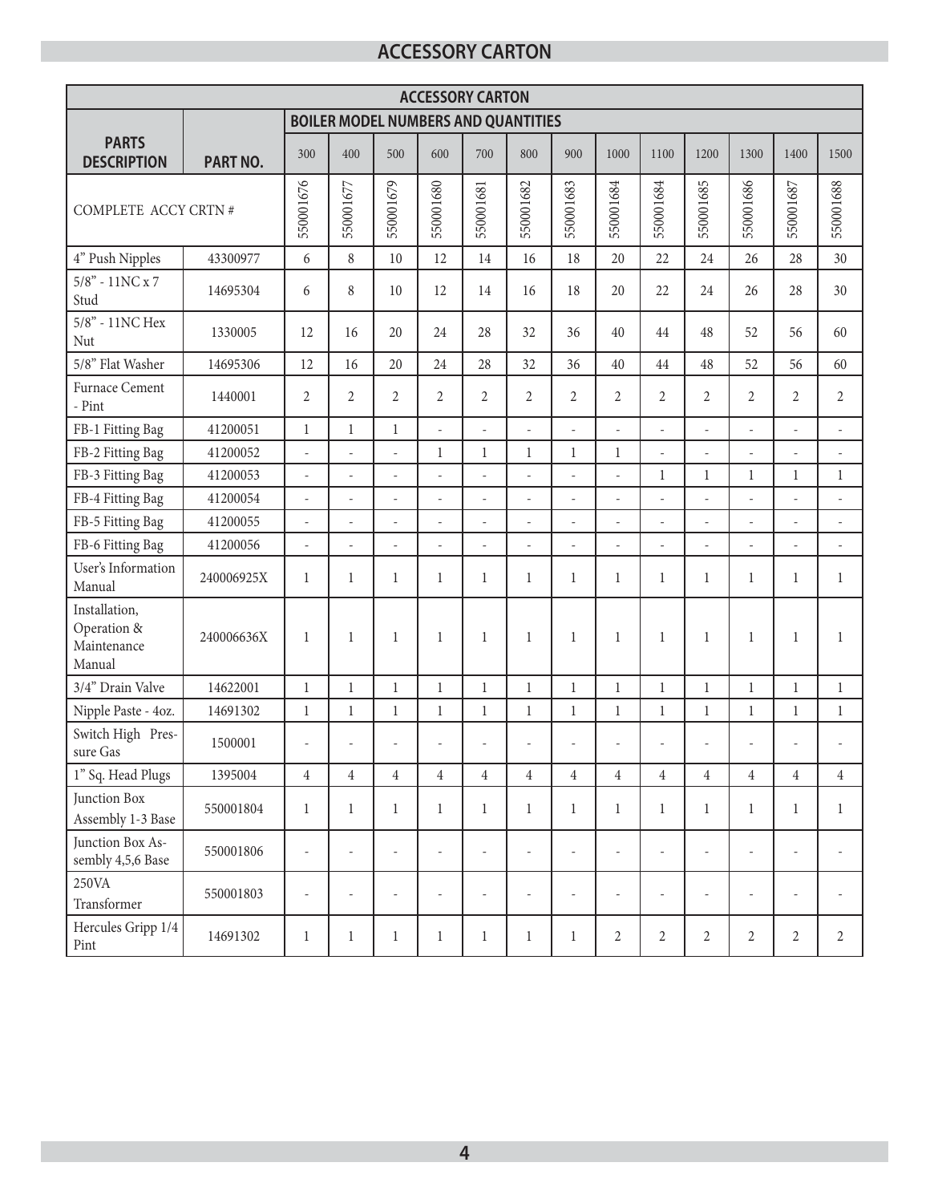# ACCESSORY CARTON

| ACCESSORY CARTON | | | | | | | | | | | | | | |
|---|---|---|---|---|---|---|---|---|---|---|---|---|---|---|
| | | BOILER MODEL NUMBERS AND QUANTITIES | | | | | | | | | | | | |
| **PARTS DESCRIPTION** | **PART NO.** | 300 | 400 | 500 | 600 | 700 | 800 | 900 | 1000 | 1100 | 1200 | 1300 | 1400 | 1500 |
| COMPLETE ACCY CRTN # | | 550001676 | 550001677 | 550001679 | 550001680 | 550001681 | 550001682 | 550001683 | 550001684 | 550001684 | 550001685 | 550001686 | 550001687 | 550001688 |
| 4" Push Nipples | 43300977 | 6 | 8 | 10 | 12 | 14 | 16 | 18 | 20 | 22 | 24 | 26 | 28 | 30 |
| 5/8" - 11NC x 7 Stud | 14695304 | 6 | 8 | 10 | 12 | 14 | 16 | 18 | 20 | 22 | 24 | 26 | 28 | 30 |
| 5/8" - 11NC Hex Nut | 1330005 | 12 | 16 | 20 | 24 | 28 | 32 | 36 | 40 | 44 | 48 | 52 | 56 | 60 |
| 5/8" Flat Washer | 14695306 | 12 | 16 | 20 | 24 | 28 | 32 | 36 | 40 | 44 | 48 | 52 | 56 | 60 |
| Furnace Cement - Pint | 1440001 | 2 | 2 | 2 | 2 | 2 | 2 | 2 | 2 | 2 | 2 | 2 | 2 | 2 |
| FB-1 Fitting Bag | 41200051 | 1 | 1 | 1 | - | - | - | - | - | - | - | - | - | - |
| FB-2 Fitting Bag | 41200052 | - | - | - | 1 | 1 | 1 | 1 | 1 | - | - | - | - | - |
| FB-3 Fitting Bag | 41200053 | - | - | - | - | - | - | - | - | 1 | 1 | 1 | 1 | 1 |
| FB-4 Fitting Bag | 41200054 | - | - | - | - | - | - | - | - | - | - | - | - | - |
| FB-5 Fitting Bag | 41200055 | - | - | - | - | - | - | - | - | - | - | - | - | - |
| FB-6 Fitting Bag | 41200056 | - | - | - | - | - | - | - | - | - | - | - | - | - |
| User's Information Manual | 240006925X | 1 | 1 | 1 | 1 | 1 | 1 | 1 | 1 | 1 | 1 | 1 | 1 | 1 |
| Installation, Operation & Maintenance Manual | 240006636X | 1 | 1 | 1 | 1 | 1 | 1 | 1 | 1 | 1 | 1 | 1 | 1 | 1 |
| 3/4" Drain Valve | 14622001 | 1 | 1 | 1 | 1 | 1 | 1 | 1 | 1 | 1 | 1 | 1 | 1 | 1 |
| Nipple Paste - 4oz. | 14691302 | 1 | 1 | 1 | 1 | 1 | 1 | 1 | 1 | 1 | 1 | 1 | 1 | 1 |
| Switch High Pressure Gas | 1500001 | - | - | - | - | - | - | - | - | - | - | - | - | - |
| 1" Sq. Head Plugs | 1395004 | 4 | 4 | 4 | 4 | 4 | 4 | 4 | 4 | 4 | 4 | 4 | 4 | 4 |
| Junction Box Assembly 1-3 Base | 550001804 | 1 | 1 | 1 | 1 | 1 | 1 | 1 | 1 | 1 | 1 | 1 | 1 | 1 |
| Junction Box Assembly 4,5,6 Base | 550001806 | - | - | - | - | - | - | - | - | - | - | - | - | - |
| 250VA Transformer | 550001803 | - | - | - | - | - | - | - | - | - | - | - | - | - |
| Hercules Gripp 1/4 Pint | 14691302 | 1 | 1 | 1 | 1 | 1 | 1 | 1 | 2 | 2 | 2 | 2 | 2 | 2 |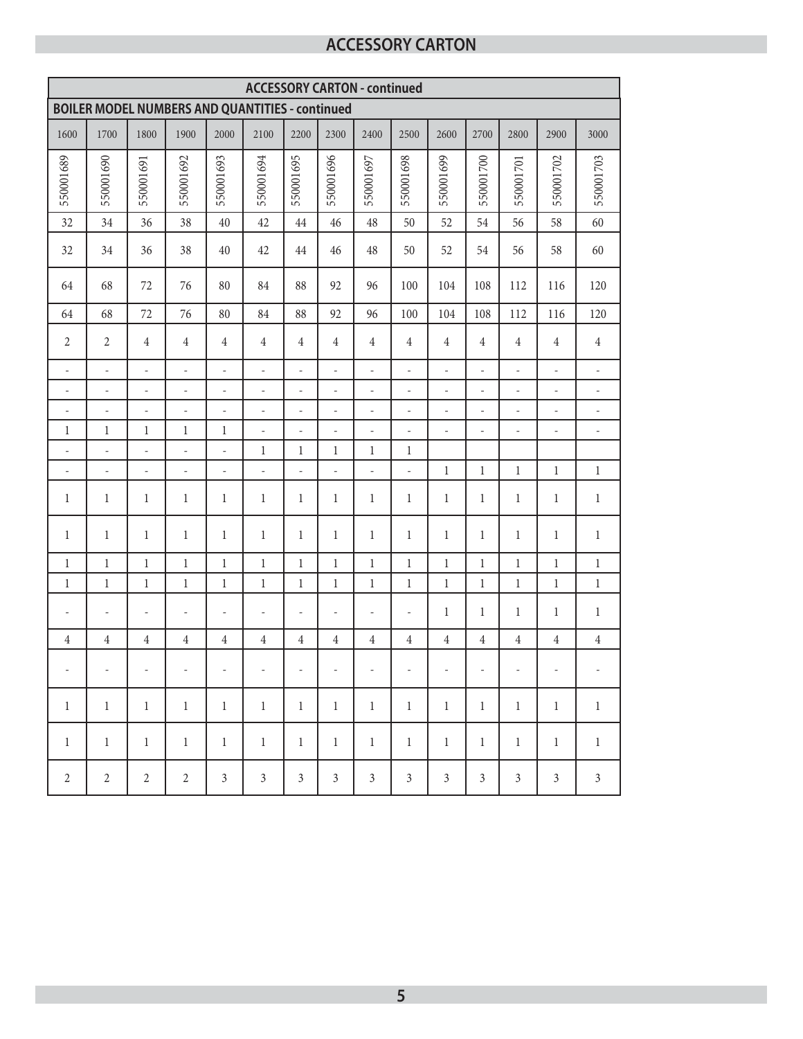## ACCESSORY CARTON

| ACCESSORY CARTON - continued | | | | | | | | | | | | | | |
|---|---|---|---|---|---|---|---|---|---|---|---|---|---|---|
| **BOILER MODEL NUMBERS AND QUANTITIES - continued** | | | | | | | | | | | | | | |
| 1600 | 1700 | 1800 | 1900 | 2000 | 2100 | 2200 | 2300 | 2400 | 2500 | 2600 | 2700 | 2800 | 2900 | 3000 |
| 550001689 | 550001690 | 550001691 | 550001692 | 550001693 | 550001694 | 550001695 | 550001696 | 550001697 | 550001698 | 550001699 | 550001700 | 550001701 | 550001702 | 550001703 |
| 32 | 34 | 36 | 38 | 40 | 42 | 44 | 46 | 48 | 50 | 52 | 54 | 56 | 58 | 60 |
| 32 | 34 | 36 | 38 | 40 | 42 | 44 | 46 | 48 | 50 | 52 | 54 | 56 | 58 | 60 |
| 64 | 68 | 72 | 76 | 80 | 84 | 88 | 92 | 96 | 100 | 104 | 108 | 112 | 116 | 120 |
| 64 | 68 | 72 | 76 | 80 | 84 | 88 | 92 | 96 | 100 | 104 | 108 | 112 | 116 | 120 |
| 2 | 2 | 4 | 4 | 4 | 4 | 4 | 4 | 4 | 4 | 4 | 4 | 4 | 4 | 4 |
| - | - | - | - | - | - | - | - | - | - | - | - | - | - | - |
| - | - | - | - | - | - | - | - | - | - | - | - | - | - | - |
| - | - | - | - | - | - | - | - | - | - | - | - | - | - | - |
| 1 | 1 | 1 | 1 | 1 | - | - | - | - | - | - | - | - | - | - |
| - | - | - | - | - | 1 | 1 | 1 | 1 | 1 | | | | | |
| - | - | - | - | - | - | - | - | - | - | 1 | 1 | 1 | 1 | 1 |
| 1 | 1 | 1 | 1 | 1 | 1 | 1 | 1 | 1 | 1 | 1 | 1 | 1 | 1 | 1 |
| 1 | 1 | 1 | 1 | 1 | 1 | 1 | 1 | 1 | 1 | 1 | 1 | 1 | 1 | 1 |
| 1 | 1 | 1 | 1 | 1 | 1 | 1 | 1 | 1 | 1 | 1 | 1 | 1 | 1 | 1 |
| 1 | 1 | 1 | 1 | 1 | 1 | 1 | 1 | 1 | 1 | 1 | 1 | 1 | 1 | 1 |
| - | - | - | - | - | - | - | - | - | - | 1 | 1 | 1 | 1 | 1 |
| 4 | 4 | 4 | 4 | 4 | 4 | 4 | 4 | 4 | 4 | 4 | 4 | 4 | 4 | 4 |
| - | - | - | - | - | - | - | - | - | - | - | - | - | - | - |
| 1 | 1 | 1 | 1 | 1 | 1 | 1 | 1 | 1 | 1 | 1 | 1 | 1 | 1 | 1 |
| 1 | 1 | 1 | 1 | 1 | 1 | 1 | 1 | 1 | 1 | 1 | 1 | 1 | 1 | 1 |
| 2 | 2 | 2 | 2 | 3 | 3 | 3 | 3 | 3 | 3 | 3 | 3 | 3 | 3 | 3 |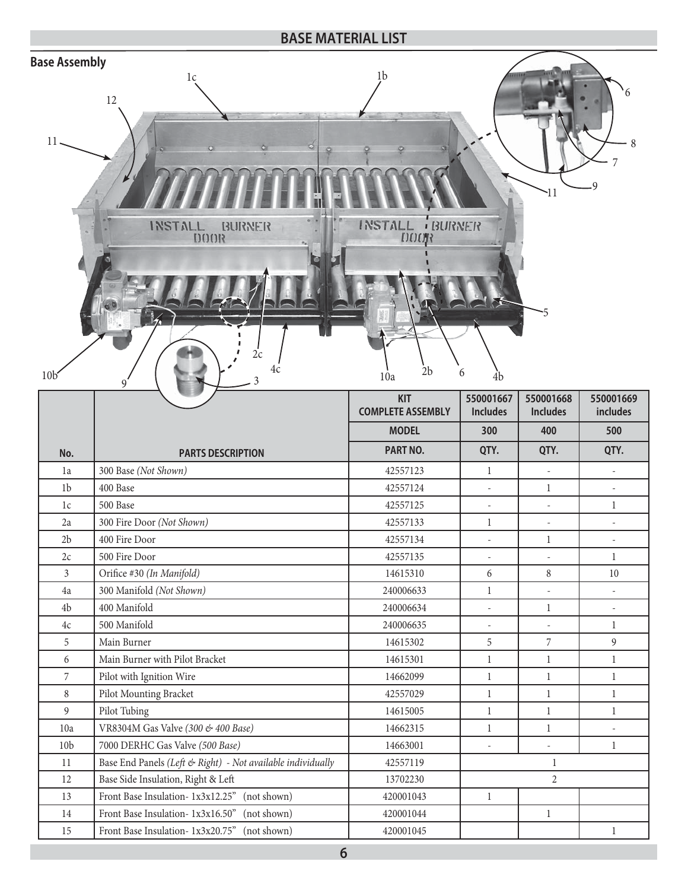## BASE MATERIAL LIST

### Base Assembly

| No. | PARTS DESCRIPTION | KIT COMPLETE ASSEMBLY | 550001667 Includes | 550001668 Includes | 550001669 includes |
|---|---|---|---|---|---|
| | | MODEL | 300 | 400 | 500 |
| | | PART NO. | QTY. | QTY. | QTY. |
| 1a | 300 Base *(Not Shown)* | 42557123 | 1 | - | - |
| 1b | 400 Base | 42557124 | - | 1 | - |
| 1c | 500 Base | 42557125 | - | - | 1 |
| 2a | 300 Fire Door *(Not Shown)* | 42557133 | 1 | - | - |
| 2b | 400 Fire Door | 42557134 | - | 1 | - |
| 2c | 500 Fire Door | 42557135 | - | - | 1 |
| 3 | Orifice #30 *(In Manifold)* | 14615310 | 6 | 8 | 10 |
| 4a | 300 Manifold *(Not Shown)* | 240006633 | 1 | - | - |
| 4b | 400 Manifold | 240006634 | - | 1 | - |
| 4c | 500 Manifold | 240006635 | - | - | 1 |
| 5 | Main Burner | 14615302 | 5 | 7 | 9 |
| 6 | Main Burner with Pilot Bracket | 14615301 | 1 | 1 | 1 |
| 7 | Pilot with Ignition Wire | 14662099 | 1 | 1 | 1 |
| 8 | Pilot Mounting Bracket | 42557029 | 1 | 1 | 1 |
| 9 | Pilot Tubing | 14615005 | 1 | 1 | 1 |
| 10a | VR8304M Gas Valve *(300 & 400 Base)* | 14662315 | 1 | 1 | - |
| 10b | 7000 DERHC Gas Valve *(500 Base)* | 14663001 | - | - | 1 |
| 11 | Base End Panels *(Left & Right) - Not available individually* | 42557119 | | 1 | |
| 12 | Base Side Insulation, Right & Left | 13702230 | | 2 | |
| 13 | Front Base Insulation- 1x3x12.25" (not shown) | 420001043 | 1 | | |
| 14 | Front Base Insulation- 1x3x16.50" (not shown) | 420001044 | | 1 | |
| 15 | Front Base Insulation- 1x3x20.75" (not shown) | 420001045 | | | 1 |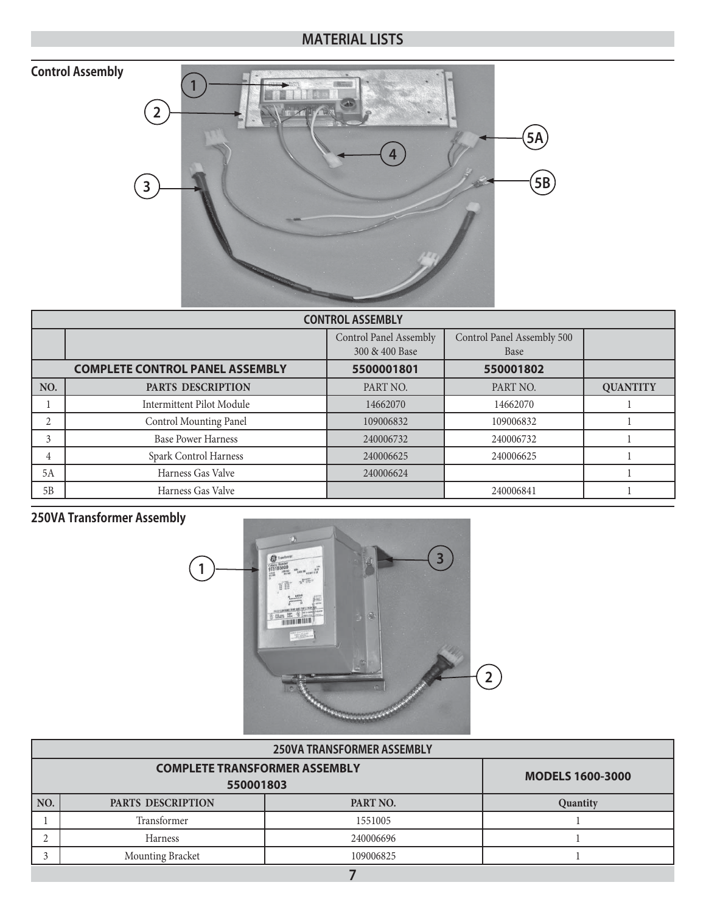# MATERIAL LISTS

## Control Assembly

| CONTROL ASSEMBLY | | | | |
|---|---|---|---|---|
| | | Control Panel Assembly 300 & 400 Base | Control Panel Assembly 500 Base | |
| COMPLETE CONTROL PANEL ASSEMBLY | | 5500001801 | 550001802 | |
| NO. | PARTS DESCRIPTION | PART NO. | PART NO. | QUANTITY |
| 1 | Intermittent Pilot Module | 14662070 | 14662070 | 1 |
| 2 | Control Mounting Panel | 109006832 | 109006832 | 1 |
| 3 | Base Power Harness | 240006732 | 240006732 | 1 |
| 4 | Spark Control Harness | 240006625 | 240006625 | 1 |
| 5A | Harness Gas Valve | 240006624 | | 1 |
| 5B | Harness Gas Valve | | 240006841 | 1 |

## 250VA Transformer Assembly

| 250VA TRANSFORMER ASSEMBLY | | | |
|---|---|---|---|
| COMPLETE TRANSFORMER ASSEMBLY 550001803 | | | MODELS 1600-3000 |
| NO. | PARTS DESCRIPTION | PART NO. | Quantity |
| 1 | Transformer | 1551005 | 1 |
| 2 | Harness | 240006696 | 1 |
| 3 | Mounting Bracket | 109006825 | 1 |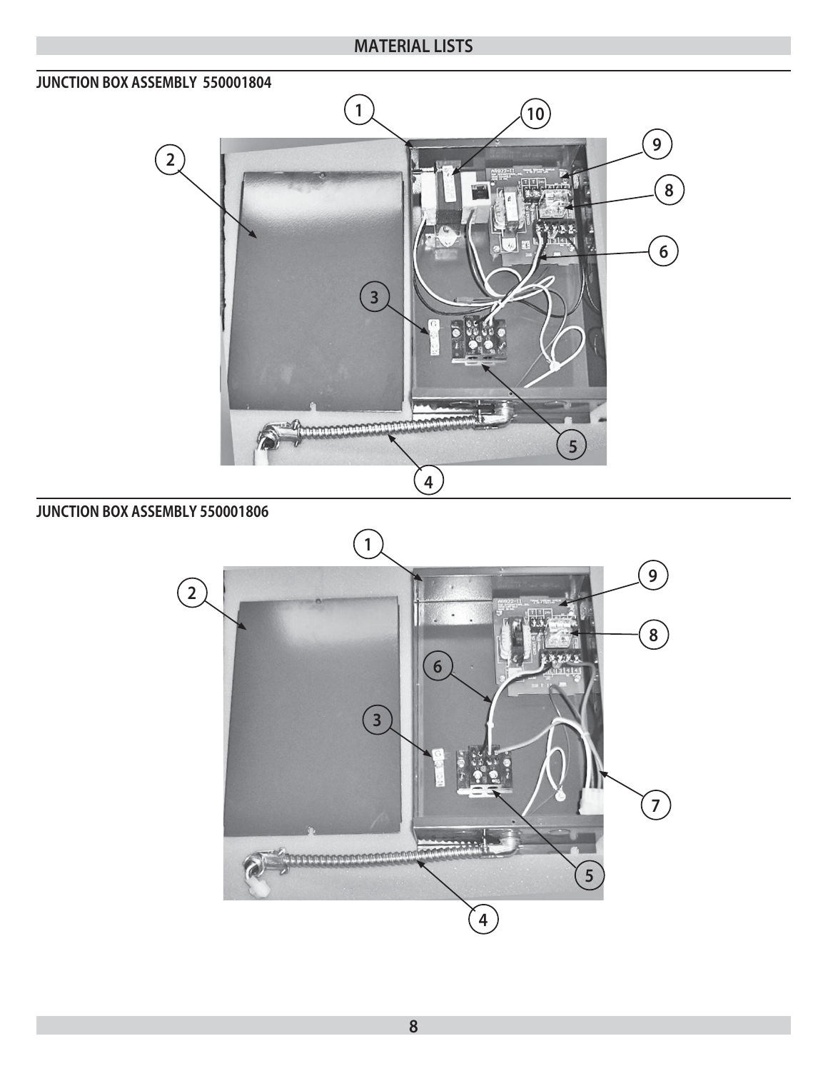## MATERIAL LISTS

### JUNCTION BOX ASSEMBLY 550001804

### JUNCTION BOX ASSEMBLY 550001806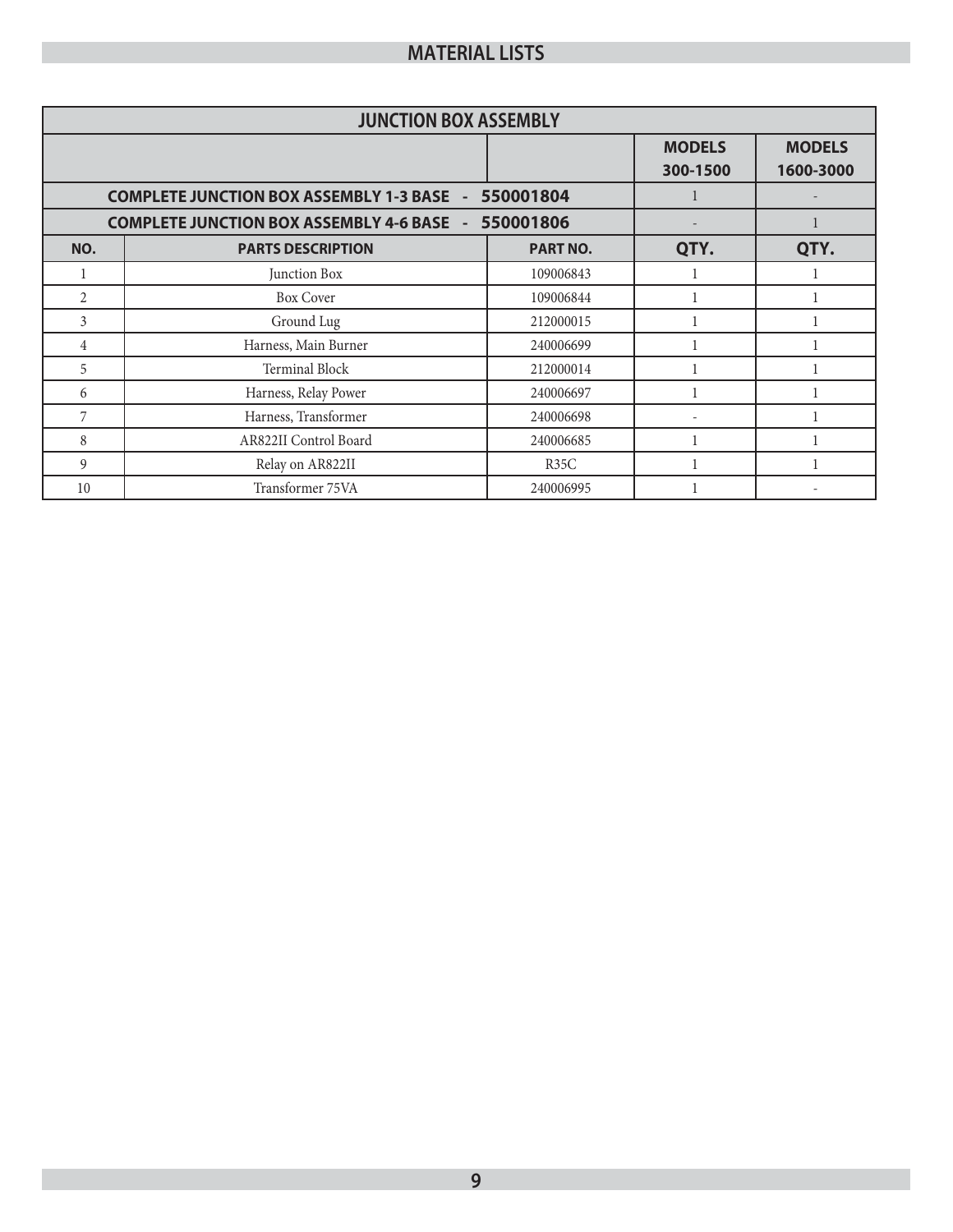## MATERIAL LISTS

| JUNCTION BOX ASSEMBLY | | | | |
|---|---|---|---|---|
| | | | MODELS 300-1500 | MODELS 1600-3000 |
| COMPLETE JUNCTION BOX ASSEMBLY 1-3 BASE - 550001804 | | | 1 | - |
| COMPLETE JUNCTION BOX ASSEMBLY 4-6 BASE - 550001806 | | | - | 1 |
| NO. | PARTS DESCRIPTION | PART NO. | QTY. | QTY. |
| 1 | Junction Box | 109006843 | 1 | 1 |
| 2 | Box Cover | 109006844 | 1 | 1 |
| 3 | Ground Lug | 212000015 | 1 | 1 |
| 4 | Harness, Main Burner | 240006699 | 1 | 1 |
| 5 | Terminal Block | 212000014 | 1 | 1 |
| 6 | Harness, Relay Power | 240006697 | 1 | 1 |
| 7 | Harness, Transformer | 240006698 | - | 1 |
| 8 | AR822II Control Board | 240006685 | 1 | 1 |
| 9 | Relay on AR822II | R35C | 1 | 1 |
| 10 | Transformer 75VA | 240006995 | 1 | - |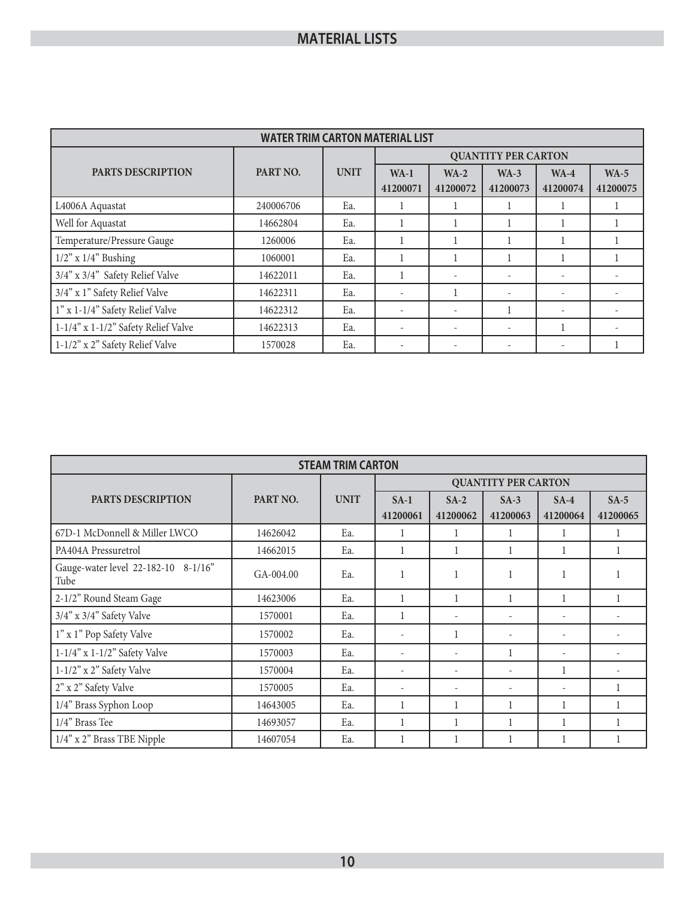# MATERIAL LISTS

| WATER TRIM CARTON MATERIAL LIST | | | | | | | |
|---|---|---|---|---|---|---|---|
| **PARTS DESCRIPTION** | **PART NO.** | **UNIT** | **QUANTITY PER CARTON** | | | | |
| | | | **WA-1 41200071** | **WA-2 41200072** | **WA-3 41200073** | **WA-4 41200074** | **WA-5 41200075** |
| L4006A Aquastat | 240006706 | Ea. | 1 | 1 | 1 | 1 | 1 |
| Well for Aquastat | 14662804 | Ea. | 1 | 1 | 1 | 1 | 1 |
| Temperature/Pressure Gauge | 1260006 | Ea. | 1 | 1 | 1 | 1 | 1 |
| 1/2" x 1/4" Bushing | 1060001 | Ea. | 1 | 1 | 1 | 1 | 1 |
| 3/4" x 3/4" Safety Relief Valve | 14622011 | Ea. | 1 | - | - | - | - |
| 3/4" x 1" Safety Relief Valve | 14622311 | Ea. | - | 1 | - | - | - |
| 1" x 1-1/4" Safety Relief Valve | 14622312 | Ea. | - | - | 1 | - | - |
| 1-1/4" x 1-1/2" Safety Relief Valve | 14622313 | Ea. | - | - | - | 1 | - |
| 1-1/2" x 2" Safety Relief Valve | 1570028 | Ea. | - | - | - | - | 1 |

| STEAM TRIM CARTON | | | | | | | |
|---|---|---|---|---|---|---|---|
| **PARTS DESCRIPTION** | **PART NO.** | **UNIT** | **QUANTITY PER CARTON** | | | | |
| | | | **SA-1 41200061** | **SA-2 41200062** | **SA-3 41200063** | **SA-4 41200064** | **SA-5 41200065** |
| 67D-1 McDonnell & Miller LWCO | 14626042 | Ea. | 1 | 1 | 1 | 1 | 1 |
| PA404A Pressuretrol | 14662015 | Ea. | 1 | 1 | 1 | 1 | 1 |
| Gauge-water level 22-182-10 8-1/16" Tube | GA-004.00 | Ea. | 1 | 1 | 1 | 1 | 1 |
| 2-1/2" Round Steam Gage | 14623006 | Ea. | 1 | 1 | 1 | 1 | 1 |
| 3/4" x 3/4" Safety Valve | 1570001 | Ea. | 1 | - | - | - | - |
| 1" x 1" Pop Safety Valve | 1570002 | Ea. | - | 1 | - | - | - |
| 1-1/4" x 1-1/2" Safety Valve | 1570003 | Ea. | - | - | 1 | - | - |
| 1-1/2" x 2" Safety Valve | 1570004 | Ea. | - | - | - | 1 | - |
| 2" x 2" Safety Valve | 1570005 | Ea. | - | - | - | - | 1 |
| 1/4" Brass Syphon Loop | 14643005 | Ea. | 1 | 1 | 1 | 1 | 1 |
| 1/4" Brass Tee | 14693057 | Ea. | 1 | 1 | 1 | 1 | 1 |
| 1/4" x 2" Brass TBE Nipple | 14607054 | Ea. | 1 | 1 | 1 | 1 | 1 |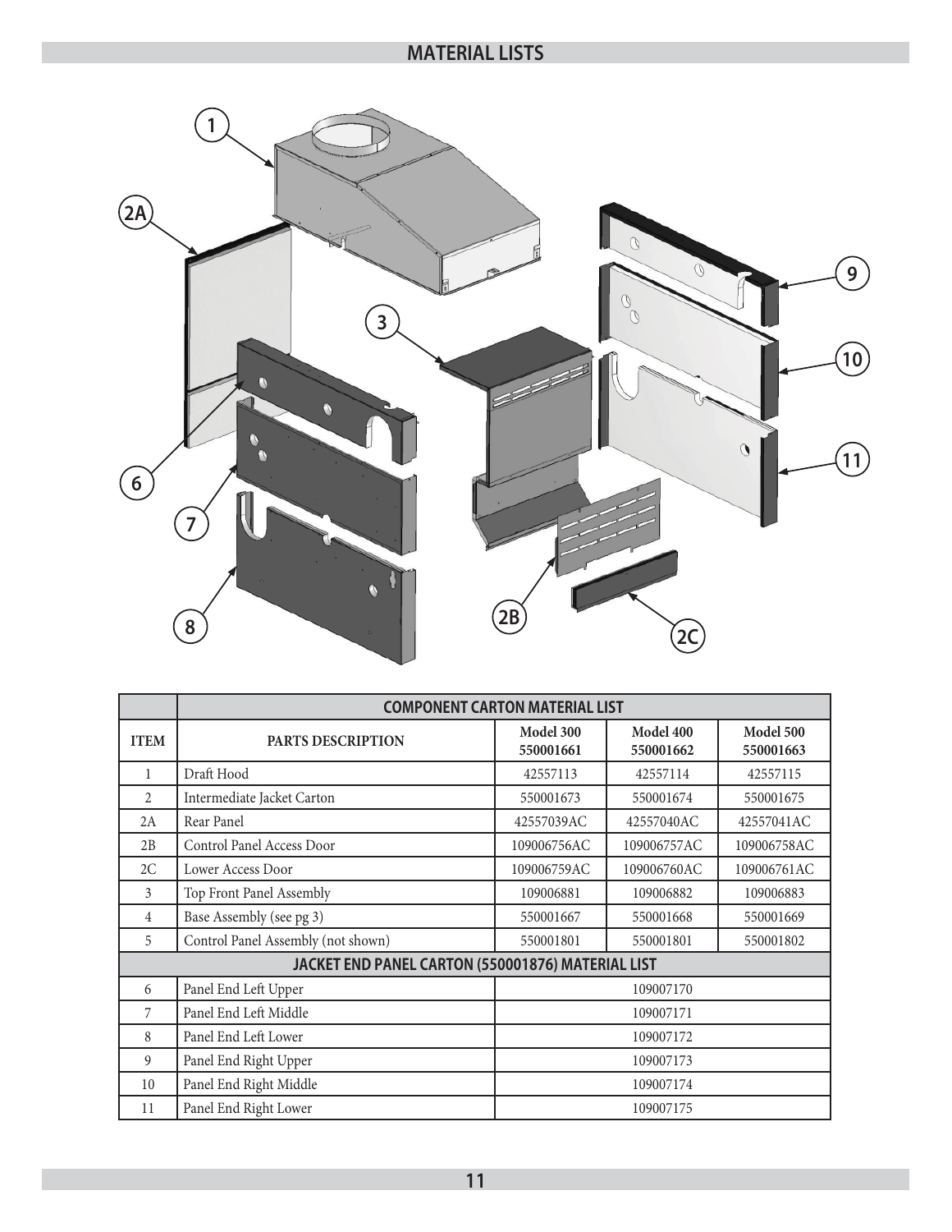# MATERIAL LISTS

| ITEM | PARTS DESCRIPTION | Model 300 550001661 | Model 400 550001662 | Model 500 550001663 |
|---|---|---|---|---|
| | **COMPONENT CARTON MATERIAL LIST** | | | |
| 1 | Draft Hood | 42557113 | 42557114 | 42557115 |
| 2 | Intermediate Jacket Carton | 550001673 | 550001674 | 550001675 |
| 2A | Rear Panel | 42557039AC | 42557040AC | 42557041AC |
| 2B | Control Panel Access Door | 109006756AC | 109006757AC | 109006758AC |
| 2C | Lower Access Door | 109006759AC | 109006760AC | 109006761AC |
| 3 | Top Front Panel Assembly | 109006881 | 109006882 | 109006883 |
| 4 | Base Assembly (see pg 3) | 550001667 | 550001668 | 550001669 |
| 5 | Control Panel Assembly (not shown) | 550001801 | 550001801 | 550001802 |
| | **JACKET END PANEL CARTON (550001876) MATERIAL LIST** | | | |
| 6 | Panel End Left Upper | 109007170 | | |
| 7 | Panel End Left Middle | 109007171 | | |
| 8 | Panel End Left Lower | 109007172 | | |
| 9 | Panel End Right Upper | 109007173 | | |
| 10 | Panel End Right Middle | 109007174 | | |
| 11 | Panel End Right Lower | 109007175 | | |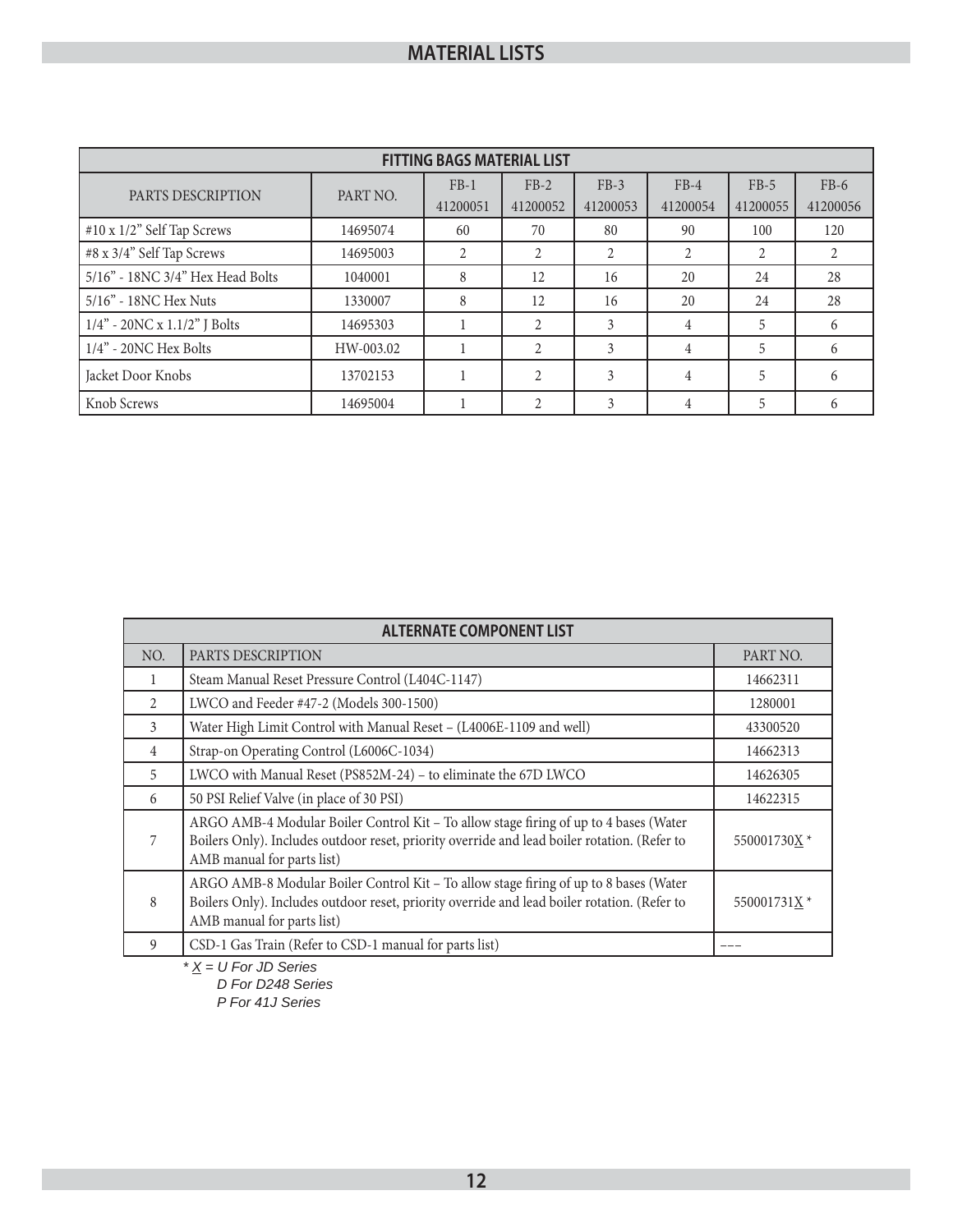# MATERIAL LISTS

| FITTING BAGS MATERIAL LIST | | | | | | | |
|---|---|---|---|---|---|---|---|
| PARTS DESCRIPTION | PART NO. | FB-1 41200051 | FB-2 41200052 | FB-3 41200053 | FB-4 41200054 | FB-5 41200055 | FB-6 41200056 |
| #10 x 1/2" Self Tap Screws | 14695074 | 60 | 70 | 80 | 90 | 100 | 120 |
| #8 x 3/4" Self Tap Screws | 14695003 | 2 | 2 | 2 | 2 | 2 | 2 |
| 5/16" - 18NC 3/4" Hex Head Bolts | 1040001 | 8 | 12 | 16 | 20 | 24 | 28 |
| 5/16" - 18NC Hex Nuts | 1330007 | 8 | 12 | 16 | 20 | 24 | 28 |
| 1/4" - 20NC x 1.1/2" J Bolts | 14695303 | 1 | 2 | 3 | 4 | 5 | 6 |
| 1/4" - 20NC Hex Bolts | HW-003.02 | 1 | 2 | 3 | 4 | 5 | 6 |
| Jacket Door Knobs | 13702153 | 1 | 2 | 3 | 4 | 5 | 6 |
| Knob Screws | 14695004 | 1 | 2 | 3 | 4 | 5 | 6 |

| ALTERNATE COMPONENT LIST | | |
|---|---|---|
| NO. | PARTS DESCRIPTION | PART NO. |
| 1 | Steam Manual Reset Pressure Control (L404C-1147) | 14662311 |
| 2 | LWCO and Feeder #47-2 (Models 300-1500) | 1280001 |
| 3 | Water High Limit Control with Manual Reset – (L4006E-1109 and well) | 43300520 |
| 4 | Strap-on Operating Control (L6006C-1034) | 14662313 |
| 5 | LWCO with Manual Reset (PS852M-24) – to eliminate the 67D LWCO | 14626305 |
| 6 | 50 PSI Relief Valve (in place of 30 PSI) | 14622315 |
| 7 | ARGO AMB-4 Modular Boiler Control Kit – To allow stage firing of up to 4 bases (Water Boilers Only). Includes outdoor reset, priority override and lead boiler rotation. (Refer to AMB manual for parts list) | 550001730X * |
| 8 | ARGO AMB-8 Modular Boiler Control Kit – To allow stage firing of up to 8 bases (Water Boilers Only). Includes outdoor reset, priority override and lead boiler rotation. (Refer to AMB manual for parts list) | 550001731X * |
| 9 | CSD-1 Gas Train (Refer to CSD-1 manual for parts list) | --- |

*\* X = U For JD Series*
*D For D248 Series*
*P For 41J Series*